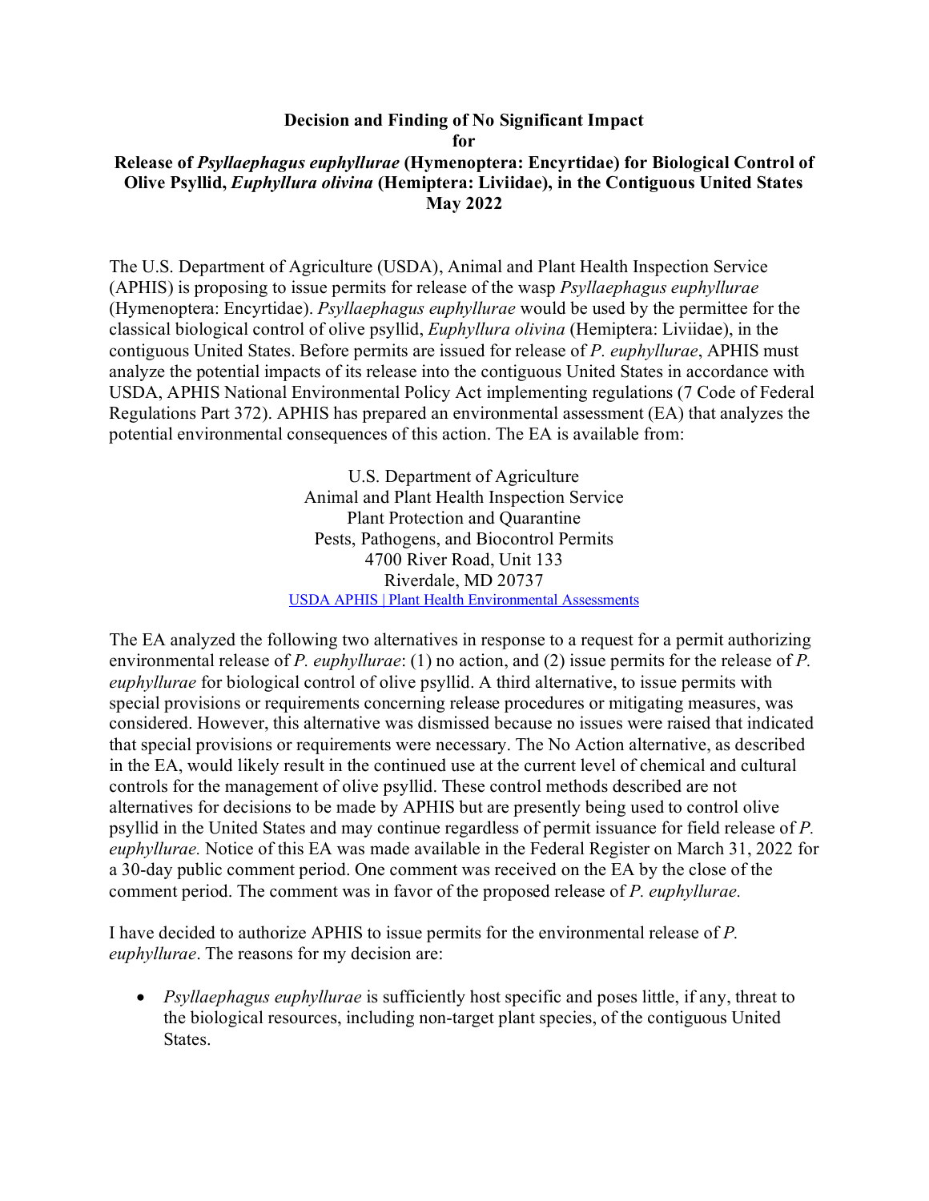# Decision and Finding of No Significant Impact for Release of *Psyllaephagus euphyllurae* (Hymenoptera: Encyrtidae) for Biological Control of Olive Psyllid, *Euphyllura olivina* (Hemiptera: Liviidae), in the Contiguous United States May 2022

The U.S. Department of Agriculture (USDA), Animal and Plant Health Inspection Service (APHIS) is proposing to issue permits for release of the wasp *Psyllaephagus euphyllurae* (Hymenoptera: Encyrtidae). *Psyllaephagus euphyllurae* would be used by the permittee for the classical biological control of olive psyllid, *Euphyllura olivina* (Hemiptera: Liviidae), in the contiguous United States. Before permits are issued for release of *P. euphyllurae*, APHIS must analyze the potential impacts of its release into the contiguous United States in accordance with USDA, APHIS National Environmental Policy Act implementing regulations (7 Code of Federal Regulations Part 372). APHIS has prepared an environmental assessment (EA) that analyzes the potential environmental consequences of this action. The EA is available from:

U.S. Department of Agriculture
Animal and Plant Health Inspection Service
Plant Protection and Quarantine
Pests, Pathogens, and Biocontrol Permits
4700 River Road, Unit 133
Riverdale, MD 20737
[USDA APHIS | Plant Health Environmental Assessments]

The EA analyzed the following two alternatives in response to a request for a permit authorizing environmental release of *P. euphyllurae*: (1) no action, and (2) issue permits for the release of *P. euphyllurae* for biological control of olive psyllid. A third alternative, to issue permits with special provisions or requirements concerning release procedures or mitigating measures, was considered. However, this alternative was dismissed because no issues were raised that indicated that special provisions or requirements were necessary. The No Action alternative, as described in the EA, would likely result in the continued use at the current level of chemical and cultural controls for the management of olive psyllid. These control methods described are not alternatives for decisions to be made by APHIS but are presently being used to control olive psyllid in the United States and may continue regardless of permit issuance for field release of *P. euphyllurae.* Notice of this EA was made available in the Federal Register on March 31, 2022 for a 30-day public comment period. One comment was received on the EA by the close of the comment period. The comment was in favor of the proposed release of *P. euphyllurae.*

I have decided to authorize APHIS to issue permits for the environmental release of *P. euphyllurae*. The reasons for my decision are:

- *Psyllaephagus euphyllurae* is sufficiently host specific and poses little, if any, threat to the biological resources, including non-target plant species, of the contiguous United States.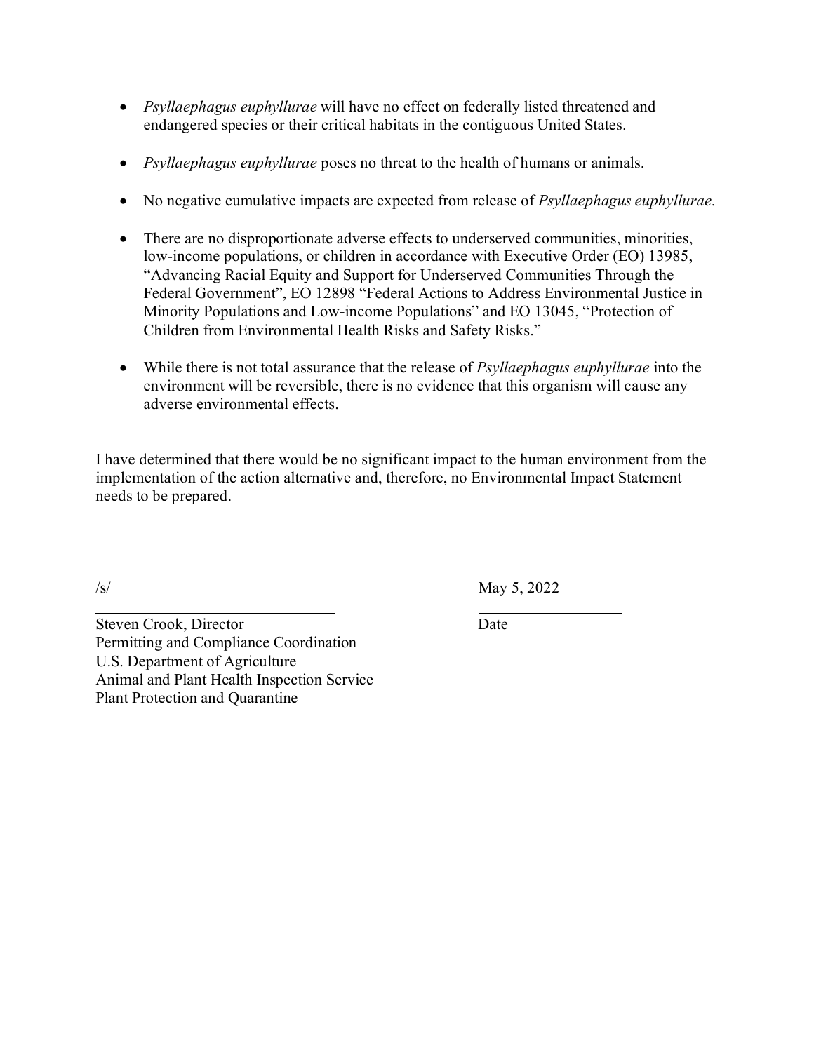- *Psyllaephagus euphyllurae* will have no effect on federally listed threatened and endangered species or their critical habitats in the contiguous United States.

- *Psyllaephagus euphyllurae* poses no threat to the health of humans or animals.

- No negative cumulative impacts are expected from release of *Psyllaephagus euphyllurae.*

- There are no disproportionate adverse effects to underserved communities, minorities, low-income populations, or children in accordance with Executive Order (EO) 13985, "Advancing Racial Equity and Support for Underserved Communities Through the Federal Government", EO 12898 "Federal Actions to Address Environmental Justice in Minority Populations and Low-income Populations" and EO 13045, "Protection of Children from Environmental Health Risks and Safety Risks."

- While there is not total assurance that the release of *Psyllaephagus euphyllurae* into the environment will be reversible, there is no evidence that this organism will cause any adverse environmental effects.

I have determined that there would be no significant impact to the human environment from the implementation of the action alternative and, therefore, no Environmental Impact Statement needs to be prepared.

/s/

Steven Crook, Director
Permitting and Compliance Coordination
U.S. Department of Agriculture
Animal and Plant Health Inspection Service
Plant Protection and Quarantine

May 5, 2022

Date